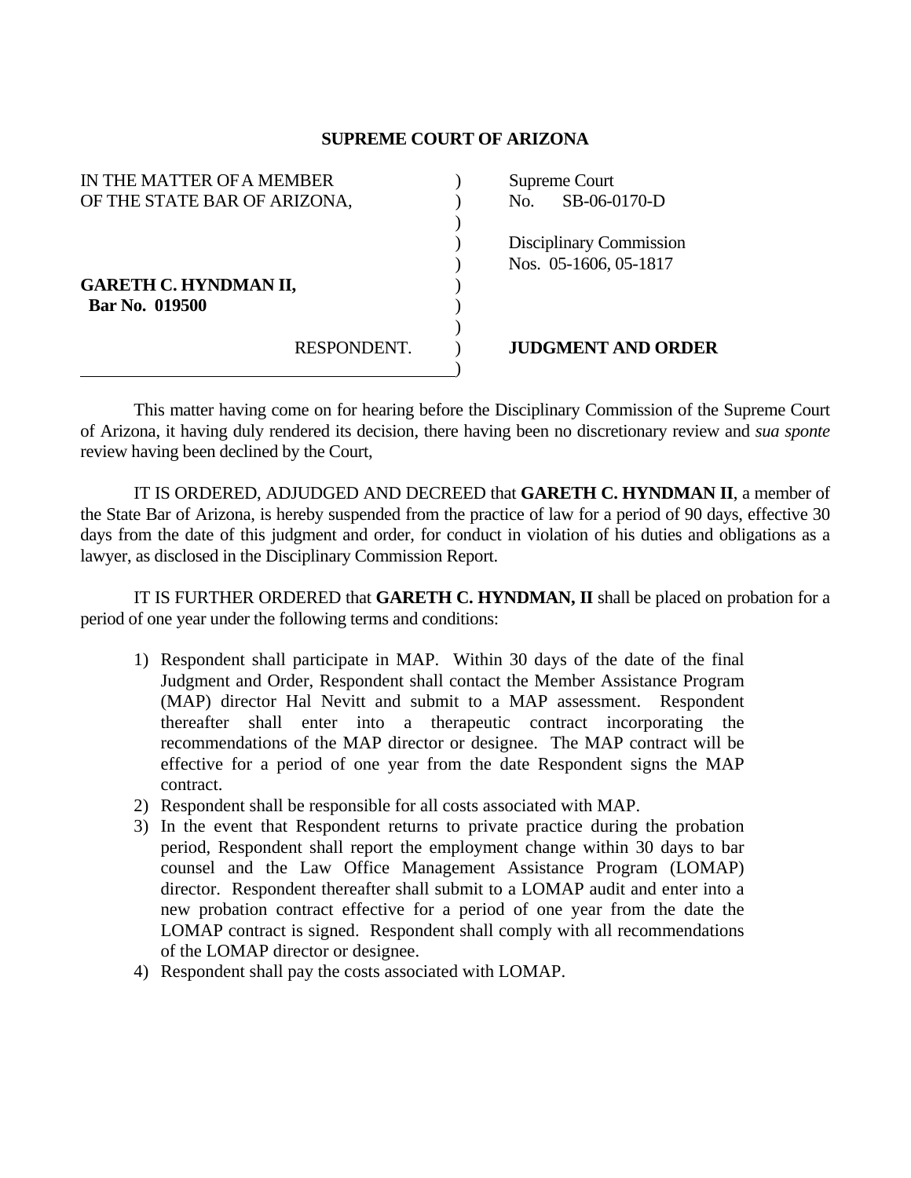**SUPREME COURT OF ARIZONA**

| | |
|---|---|
| IN THE MATTER OF A MEMBER OF THE STATE BAR OF ARIZONA, | Supreme Court No. SB-06-0170-D |
| | Disciplinary Commission Nos. 05-1606, 05-1817 |
| **GARETH C. HYNDMAN II,** **Bar No. 019500** | |
| RESPONDENT. | **JUDGMENT AND ORDER** |

This matter having come on for hearing before the Disciplinary Commission of the Supreme Court of Arizona, it having duly rendered its decision, there having been no discretionary review and *sua sponte* review having been declined by the Court,

IT IS ORDERED, ADJUDGED AND DECREED that **GARETH C. HYNDMAN II**, a member of the State Bar of Arizona, is hereby suspended from the practice of law for a period of 90 days, effective 30 days from the date of this judgment and order, for conduct in violation of his duties and obligations as a lawyer, as disclosed in the Disciplinary Commission Report.

IT IS FURTHER ORDERED that **GARETH C. HYNDMAN, II** shall be placed on probation for a period of one year under the following terms and conditions:

1) Respondent shall participate in MAP. Within 30 days of the date of the final Judgment and Order, Respondent shall contact the Member Assistance Program (MAP) director Hal Nevitt and submit to a MAP assessment. Respondent thereafter shall enter into a therapeutic contract incorporating the recommendations of the MAP director or designee. The MAP contract will be effective for a period of one year from the date Respondent signs the MAP contract.
2) Respondent shall be responsible for all costs associated with MAP.
3) In the event that Respondent returns to private practice during the probation period, Respondent shall report the employment change within 30 days to bar counsel and the Law Office Management Assistance Program (LOMAP) director. Respondent thereafter shall submit to a LOMAP audit and enter into a new probation contract effective for a period of one year from the date the LOMAP contract is signed. Respondent shall comply with all recommendations of the LOMAP director or designee.
4) Respondent shall pay the costs associated with LOMAP.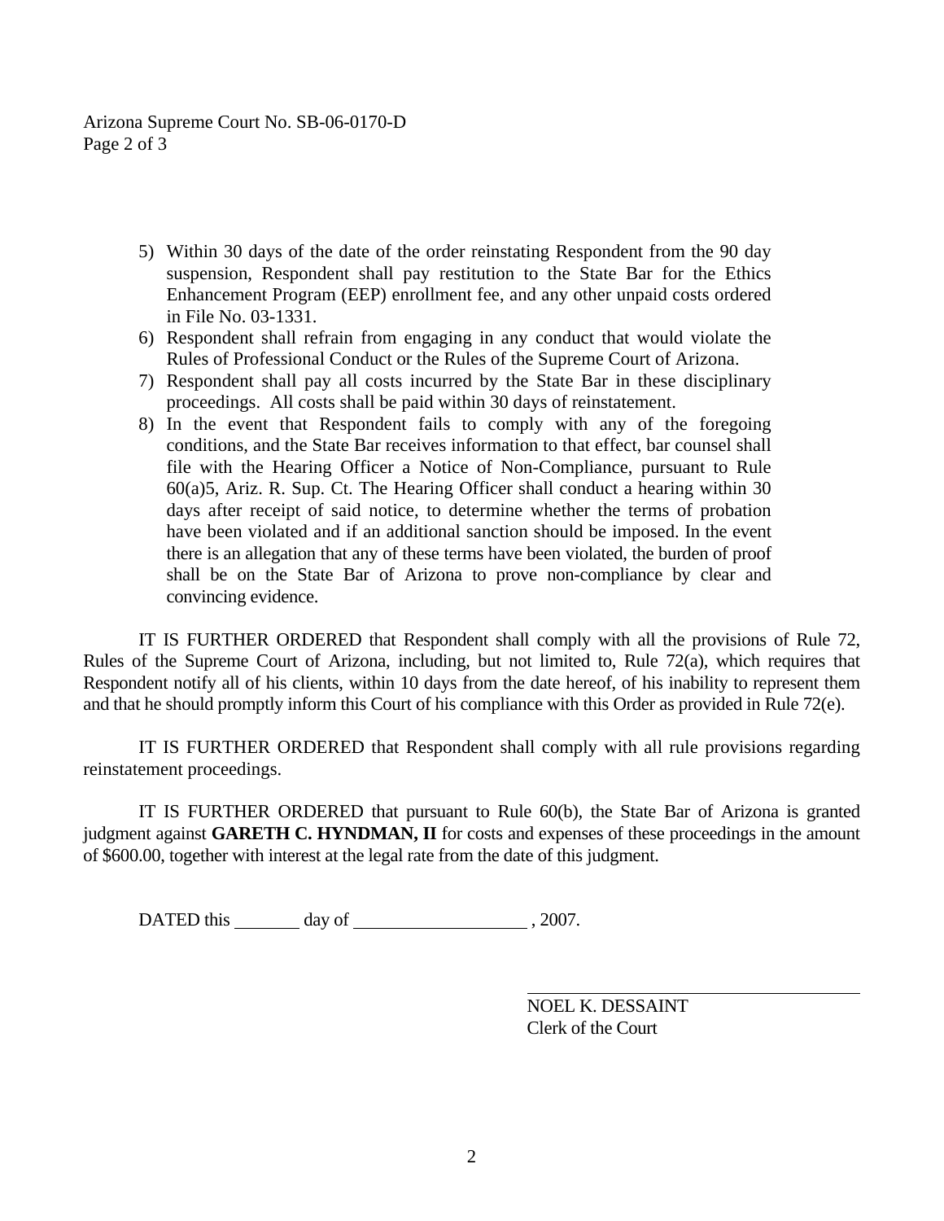5) Within 30 days of the date of the order reinstating Respondent from the 90 day suspension, Respondent shall pay restitution to the State Bar for the Ethics Enhancement Program (EEP) enrollment fee, and any other unpaid costs ordered in File No. 03-1331.
6) Respondent shall refrain from engaging in any conduct that would violate the Rules of Professional Conduct or the Rules of the Supreme Court of Arizona.
7) Respondent shall pay all costs incurred by the State Bar in these disciplinary proceedings. All costs shall be paid within 30 days of reinstatement.
8) In the event that Respondent fails to comply with any of the foregoing conditions, and the State Bar receives information to that effect, bar counsel shall file with the Hearing Officer a Notice of Non-Compliance, pursuant to Rule 60(a)5, Ariz. R. Sup. Ct. The Hearing Officer shall conduct a hearing within 30 days after receipt of said notice, to determine whether the terms of probation have been violated and if an additional sanction should be imposed. In the event there is an allegation that any of these terms have been violated, the burden of proof shall be on the State Bar of Arizona to prove non-compliance by clear and convincing evidence.

IT IS FURTHER ORDERED that Respondent shall comply with all the provisions of Rule 72, Rules of the Supreme Court of Arizona, including, but not limited to, Rule 72(a), which requires that Respondent notify all of his clients, within 10 days from the date hereof, of his inability to represent them and that he should promptly inform this Court of his compliance with this Order as provided in Rule 72(e).

IT IS FURTHER ORDERED that Respondent shall comply with all rule provisions regarding reinstatement proceedings.

IT IS FURTHER ORDERED that pursuant to Rule 60(b), the State Bar of Arizona is granted judgment against **GARETH C. HYNDMAN, II** for costs and expenses of these proceedings in the amount of $600.00, together with interest at the legal rate from the date of this judgment.

DATED this ________ day of ____________________ , 2007.

______________________________
NOEL K. DESSAINT
Clerk of the Court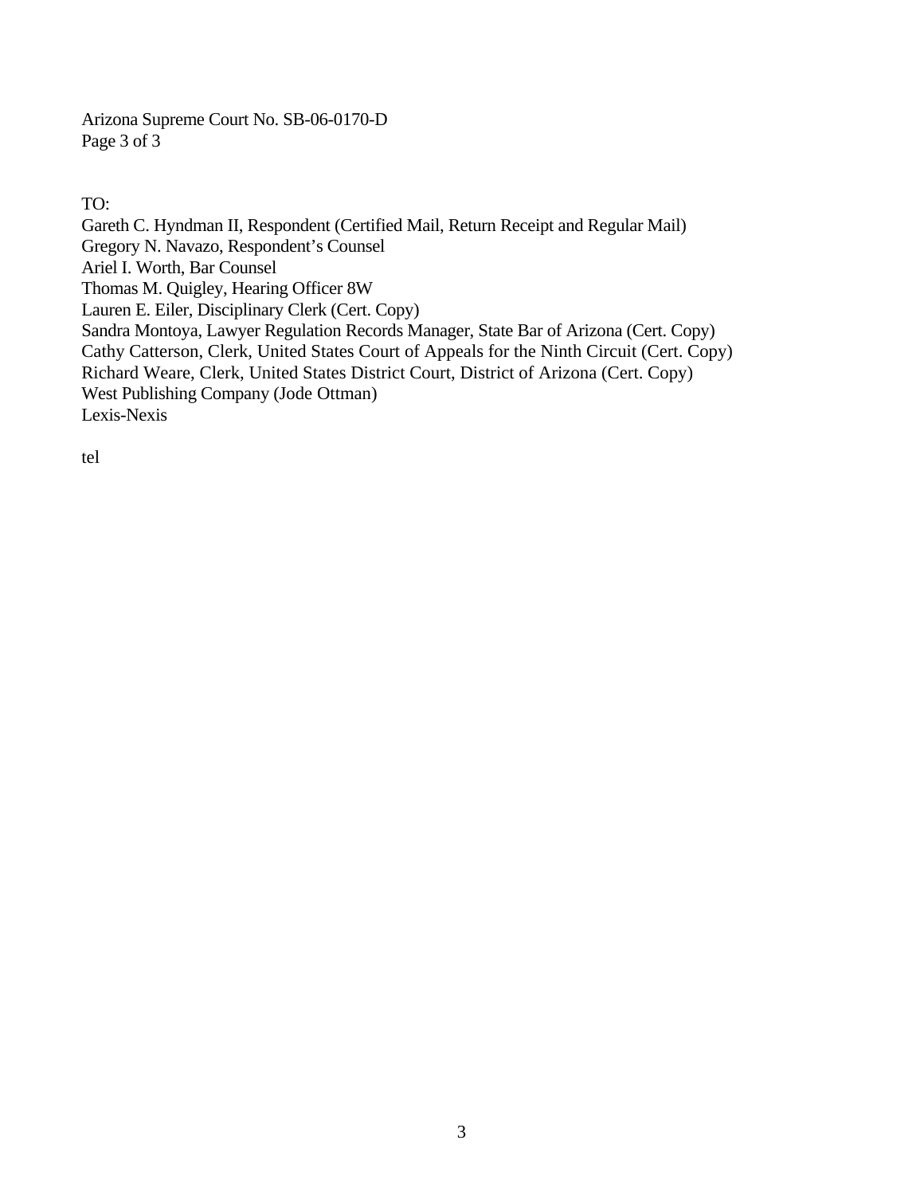TO:

Gareth C. Hyndman II, Respondent (Certified Mail, Return Receipt and Regular Mail)
Gregory N. Navazo, Respondent's Counsel
Ariel I. Worth, Bar Counsel
Thomas M. Quigley, Hearing Officer 8W
Lauren E. Eiler, Disciplinary Clerk (Cert. Copy)
Sandra Montoya, Lawyer Regulation Records Manager, State Bar of Arizona (Cert. Copy)
Cathy Catterson, Clerk, United States Court of Appeals for the Ninth Circuit (Cert. Copy)
Richard Weare, Clerk, United States District Court, District of Arizona (Cert. Copy)
West Publishing Company (Jode Ottman)
Lexis-Nexis

tel